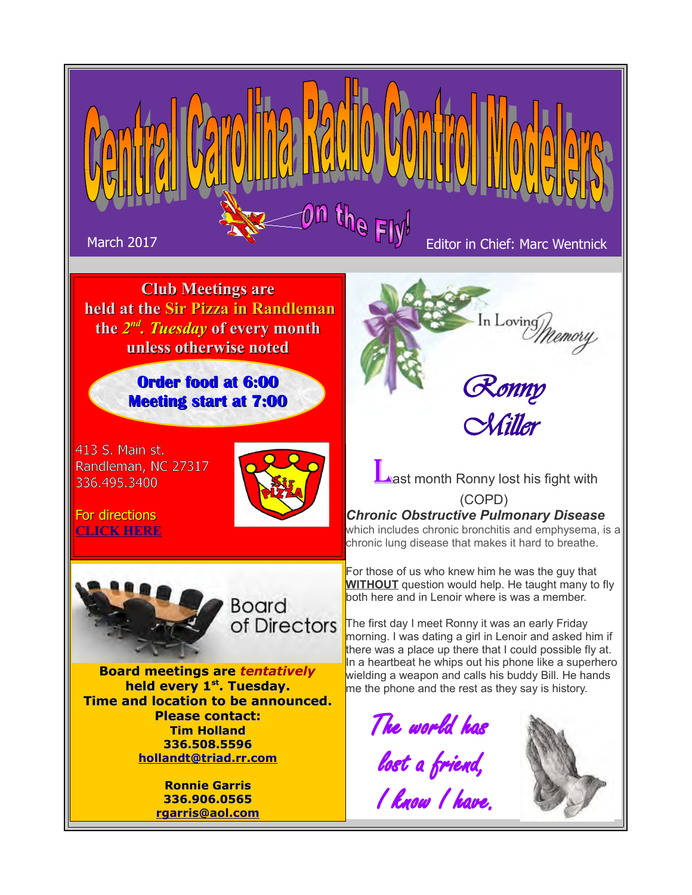# Central Carolina Radio Control Modelers

*On the Fly!*

March 2017

Editor in Chief: Marc Wentnick

**Club Meetings are held at the Sir Pizza in Randleman the 2nd. *Tuesday* of every month unless otherwise noted**

**Order food at 6:00**
**Meeting start at 7:00**

413 S. Main st.
Randleman, NC 27317
336.495.3400

For directions
**CLICK HERE**

Board of Directors

**Board meetings are *tentatively* held every 1st. Tuesday.**
**Time and location to be announced.**
**Please contact:**
**Tim Holland**
**336.508.5596**
**hollandt@triad.rr.com**

**Ronnie Garris**
**336.906.0565**
**rgarris@aol.com**

In Loving Memory

## Ronny Miller

Last month Ronny lost his fight with (COPD)

***Chronic Obstructive Pulmonary Disease*** which includes chronic bronchitis and emphysema, is a chronic lung disease that makes it hard to breathe.

For those of us who knew him he was the guy that **WITHOUT** question would help. He taught many to fly both here and in Lenoir where is was a member.

The first day I meet Ronny it was an early Friday morning. I was dating a girl in Lenoir and asked him if there was a place up there that I could possible fly at. In a heartbeat he whips out his phone like a superhero wielding a weapon and calls his buddy Bill. He hands me the phone and the rest as they say is history.

*The world has lost a friend, I know I have.*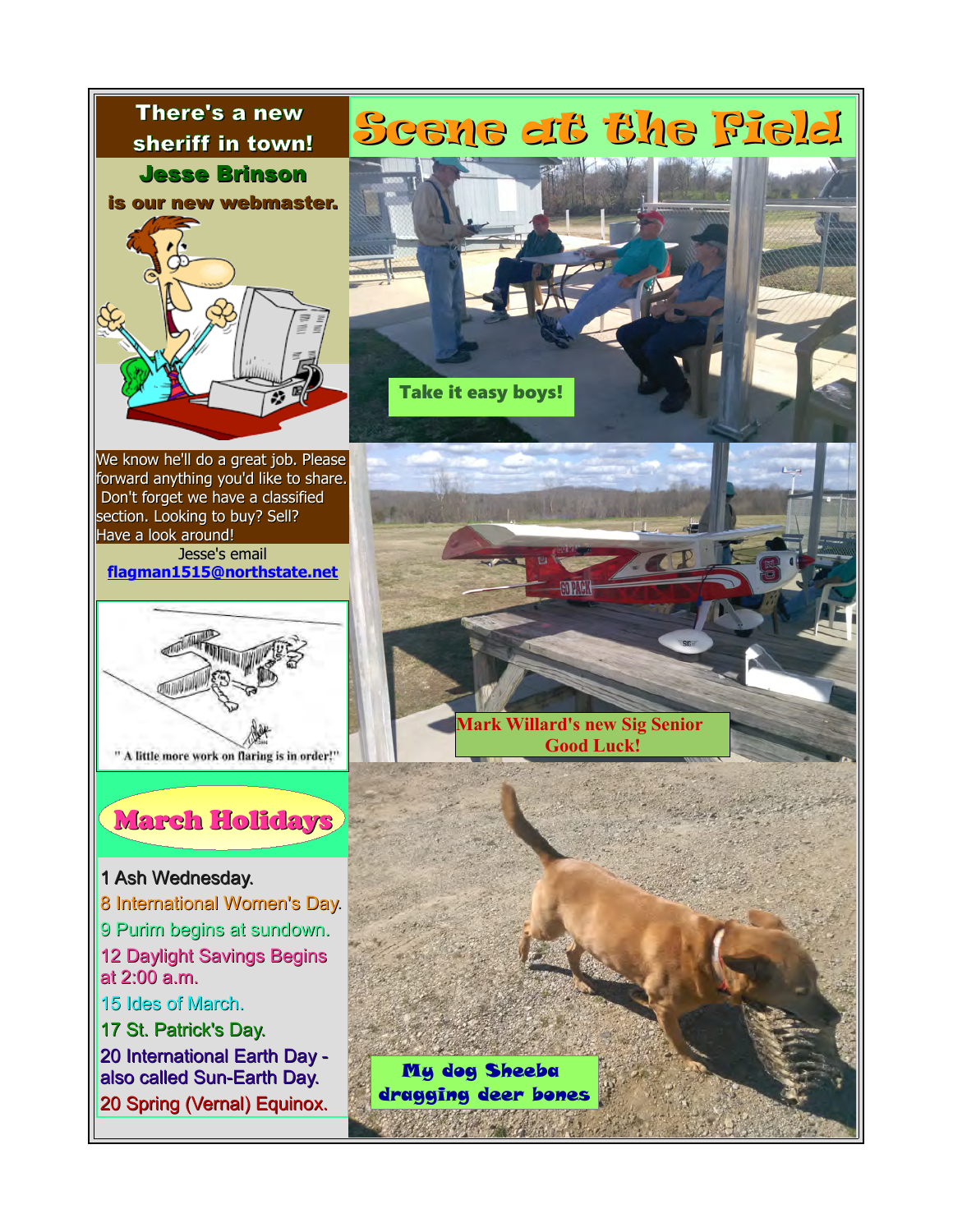## There's a new sheriff in town!

**Jesse Brinson**

**is our new webmaster.**

We know he'll do a great job. Please forward anything you'd like to share. Don't forget we have a classified section. Looking to buy? Sell? Have a look around!

Jesse's email
**flagman1515@northstate.net**

" A little more work on flaring is in order!"

## March Holidays

1 Ash Wednesday.
8 International Women's Day.
9 Purim begins at sundown.
12 Daylight Savings Begins at 2:00 a.m.
15 Ides of March.
17 St. Patrick's Day.
20 International Earth Day - also called Sun-Earth Day.
20 Spring (Vernal) Equinox.

# Scene at the Field

**Take it easy boys!**

Mark Willard's new Sig Senior
Good Luck!

**My dog Sheeba dragging deer bones**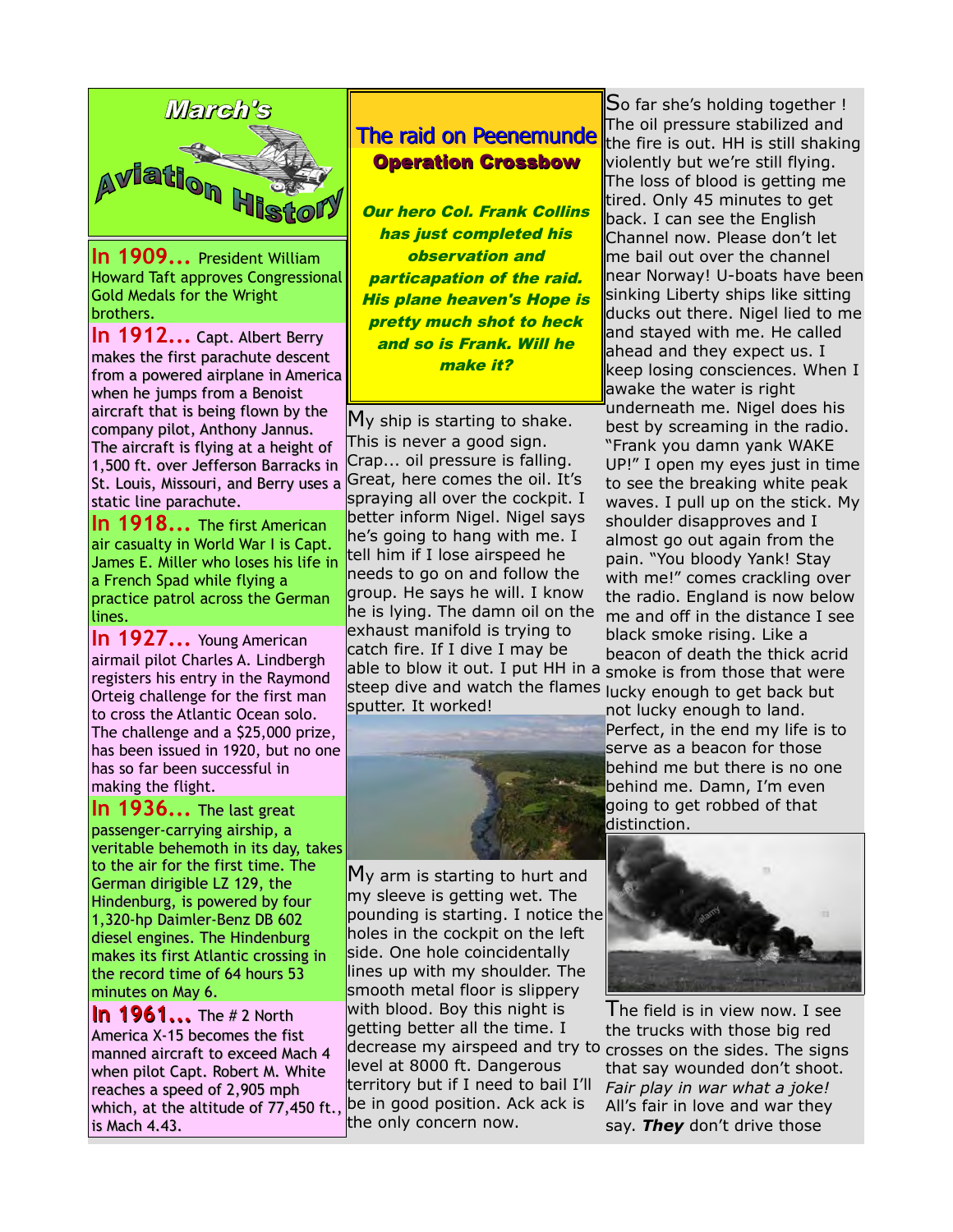# March's Aviation History

**In 1909...** President William Howard Taft approves Congressional Gold Medals for the Wright brothers.

**In 1912...** Capt. Albert Berry makes the first parachute descent from a powered airplane in America when he jumps from a Benoist aircraft that is being flown by the company pilot, Anthony Jannus. The aircraft is flying at a height of 1,500 ft. over Jefferson Barracks in St. Louis, Missouri, and Berry uses a static line parachute.

**In 1918...** The first American air casualty in World War I is Capt. James E. Miller who loses his life in a French Spad while flying a practice patrol across the German lines.

**In 1927...** Young American airmail pilot Charles A. Lindbergh registers his entry in the Raymond Orteig challenge for the first man to cross the Atlantic Ocean solo. The challenge and a $25,000 prize, has been issued in 1920, but no one has so far been successful in making the flight.

**In 1936...** The last great passenger-carrying airship, a veritable behemoth in its day, takes to the air for the first time. The German dirigible LZ 129, the Hindenburg, is powered by four 1,320-hp Daimler-Benz DB 602 diesel engines. The Hindenburg makes its first Atlantic crossing in the record time of 64 hours 53 minutes on May 6.

**In 1961...** The # 2 North America X-15 becomes the fist manned aircraft to exceed Mach 4 when pilot Capt. Robert M. White reaches a speed of 2,905 mph which, at the altitude of 77,450 ft., is Mach 4.43.

## The raid on Peenemunde

### Operation Crossbow

***Our hero Col. Frank Collins has just completed his observation and particapation of the raid. His plane heaven's Hope is pretty much shot to heck and so is Frank. Will he make it?***

My ship is starting to shake. This is never a good sign. Crap... oil pressure is falling. Great, here comes the oil. It's spraying all over the cockpit. I better inform Nigel. Nigel says he's going to hang with me. I tell him if I lose airspeed he needs to go on and follow the group. He says he will. I know he is lying. The damn oil on the exhaust manifold is trying to catch fire. If I dive I may be able to blow it out. I put HH in a steep dive and watch the flames sputter. It worked!

My arm is starting to hurt and my sleeve is getting wet. The pounding is starting. I notice the holes in the cockpit on the left side. One hole coincidentally lines up with my shoulder. The smooth metal floor is slippery with blood. Boy this night is getting better all the time. I decrease my airspeed and try to level at 8000 ft. Dangerous territory but if I need to bail I'll be in good position. Ack ack is the only concern now.

So far she's holding together ! The oil pressure stabilized and the fire is out. HH is still shaking violently but we're still flying. The loss of blood is getting me tired. Only 45 minutes to get back. I can see the English Channel now. Please don't let me bail out over the channel near Norway! U-boats have been sinking Liberty ships like sitting ducks out there. Nigel lied to me and stayed with me. He called ahead and they expect us. I keep losing consciences. When I awake the water is right underneath me. Nigel does his best by screaming in the radio. "Frank you damn yank WAKE UP!" I open my eyes just in time to see the breaking white peak waves. I pull up on the stick. My shoulder disapproves and I almost go out again from the pain. "You bloody Yank! Stay with me!" comes crackling over the radio. England is now below me and off in the distance I see black smoke rising. Like a beacon of death the thick acrid smoke is from those that were lucky enough to get back but not lucky enough to land. Perfect, in the end my life is to serve as a beacon for those behind me but there is no one behind me. Damn, I'm even going to get robbed of that distinction.

The field is in view now. I see the trucks with those big red crosses on the sides. The signs that say wounded don't shoot. *Fair play in war what a joke!* All's fair in love and war they say. ***They*** don't drive those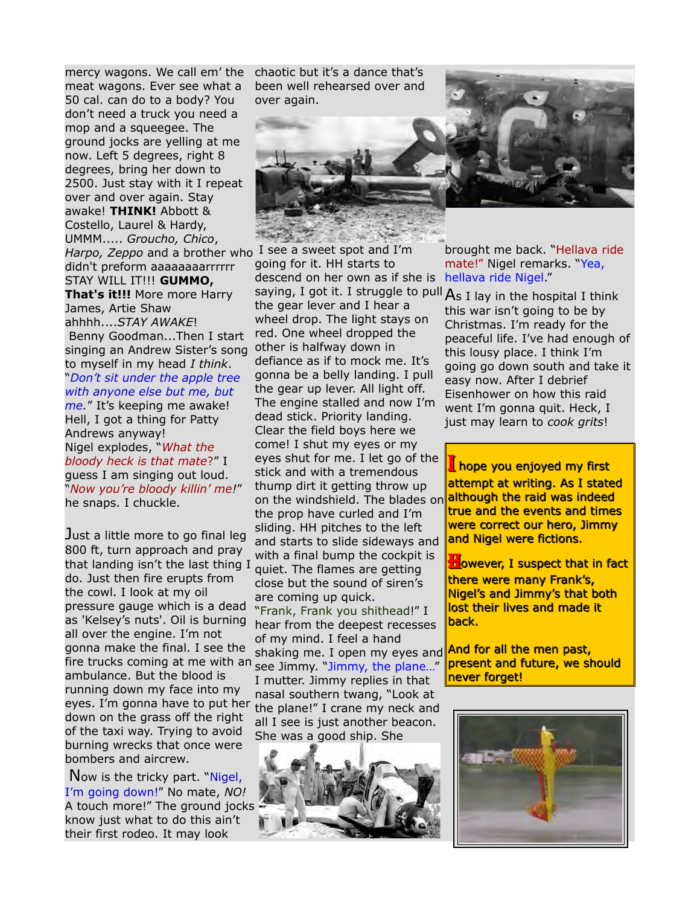mercy wagons. We call em' the meat wagons. Ever see what a 50 cal. can do to a body? You don't need a truck you need a mop and a squeegee. The ground jocks are yelling at me now. Left 5 degrees, right 8 degrees, bring her down to 2500. Just stay with it I repeat over and over again. Stay awake! **THINK!** Abbott & Costello, Laurel & Hardy, UMMM..... *Groucho, Chico*, *Harpo, Zeppo* and a brother who didn't preform aaaaaaaarrrrrr STAY WILL IT!!! **GUMMO, That's it!!!** More more Harry James, Artie Shaw ahhhh....*STAY AWAKE*! Benny Goodman...Then I start singing an Andrew Sister's song to myself in my head *I think*. "*Don't sit under the apple tree with anyone else but me, but me.*" It's keeping me awake! Hell, I got a thing for Patty Andrews anyway! Nigel explodes, "*What the bloody heck is that mate*?" I guess I am singing out loud. "*Now you're bloody killin' me!*" he snaps. I chuckle.

Just a little more to go final leg 800 ft, turn approach and pray that landing isn't the last thing I do. Just then fire erupts from the cowl. I look at my oil pressure gauge which is a dead as 'Kelsey's nuts'. Oil is burning all over the engine. I'm not gonna make the final. I see the fire trucks coming at me with an ambulance. But the blood is running down my face into my eyes. I'm gonna have to put her down on the grass off the right of the taxi way. Trying to avoid burning wrecks that once were bombers and aircrew.

Now is the tricky part. "Nigel, I'm going down!" No mate, *NO!* A touch more!" The ground jocks know just what to do this ain't their first rodeo. It may look chaotic but it's a dance that's been well rehearsed over and over again.

I see a sweet spot and I'm going for it. HH starts to descend on her own as if she is saying, I got it. I struggle to pull the gear lever and I hear a wheel drop. The light stays on red. One wheel dropped the other is halfway down in defiance as if to mock me. It's gonna be a belly landing. I pull the gear up lever. All light off. The engine stalled and now I'm dead stick. Priority landing. Clear the field boys here we come! I shut my eyes or my eyes shut for me. I let go of the stick and with a tremendous thump dirt it getting throw up on the windshield. The blades on the prop have curled and I'm sliding. HH pitches to the left and starts to slide sideways and with a final bump the cockpit is quiet. The flames are getting close but the sound of siren's are coming up quick. "Frank, Frank you shithead!" I hear from the deepest recesses of my mind. I feel a hand shaking me. I open my eyes and see Jimmy. "Jimmy, the plane..." I mutter. Jimmy replies in that nasal southern twang, "Look at the plane!" I crane my neck and all I see is just another beacon. She was a good ship. She brought me back. "Hellava ride mate!" Nigel remarks. "Yea, hellava ride Nigel."

As I lay in the hospital I think this war isn't going to be by Christmas. I'm ready for the peaceful life. I've had enough of this lousy place. I think I'm going go down south and take it easy now. After I debrief Eisenhower on how this raid went I'm gonna quit. Heck, I just may learn to *cook grits*!

**I hope you enjoyed my first attempt at writing. As I stated although the raid was indeed true and the events and times were correct our hero, Jimmy and Nigel were fictions.**

**However, I suspect that in fact there were many Frank's, Nigel's and Jimmy's that both lost their lives and made it back.**

**And for all the men past, present and future, we should never forget!**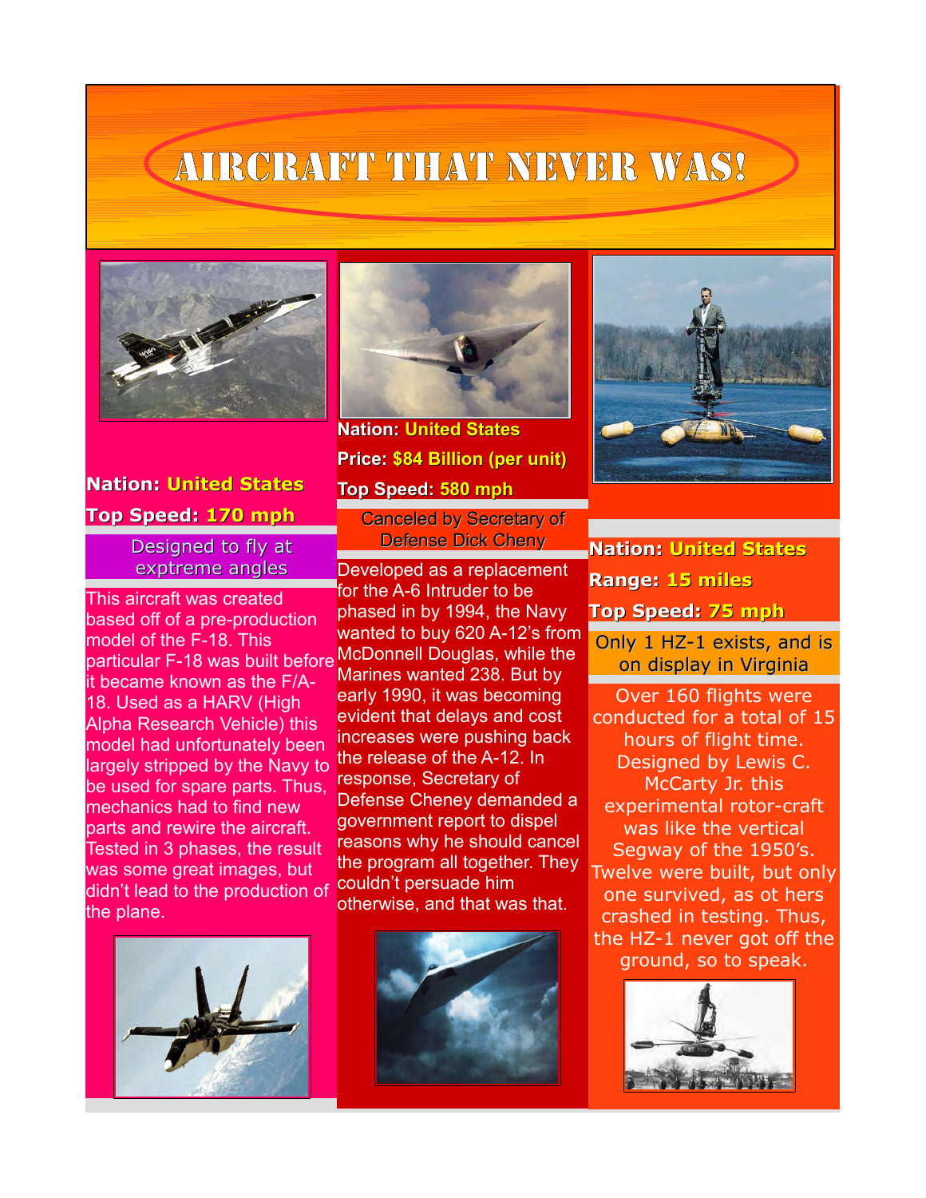# AIRCRAFT THAT NEVER WAS!

**Nation:** **United States**

**Top Speed:** **170 mph**

Designed to fly at exptreme angles

This aircraft was created based off of a pre-production model of the F-18. This particular F-18 was built before it became known as the F/A-18. Used as a HARV (High Alpha Research Vehicle) this model had unfortunately been largely stripped by the Navy to be used for spare parts. Thus, mechanics had to find new parts and rewire the aircraft. Tested in 3 phases, the result was some great images, but didn't lead to the production of the plane.

**Nation:** **United States**

**Price:** **$84 Billion (per unit)**

**Top Speed:** **580 mph**

Canceled by Secretary of Defense Dick Cheny

Developed as a replacement for the A-6 Intruder to be phased in by 1994, the Navy wanted to buy 620 A-12's from McDonnell Douglas, while the Marines wanted 238. But by early 1990, it was becoming evident that delays and cost increases were pushing back the release of the A-12. In response, Secretary of Defense Cheney demanded a government report to dispel reasons why he should cancel the program all together. They couldn't persuade him otherwise, and that was that.

**Nation:** **United States**

**Range:** **15 miles**

**Top Speed:** **75 mph**

Only 1 HZ-1 exists, and is on display in Virginia

Over 160 flights were conducted for a total of 15 hours of flight time. Designed by Lewis C. McCarty Jr. this experimental rotor-craft was like the vertical Segway of the 1950's. Twelve were built, but only one survived, as ot hers crashed in testing. Thus, the HZ-1 never got off the ground, so to speak.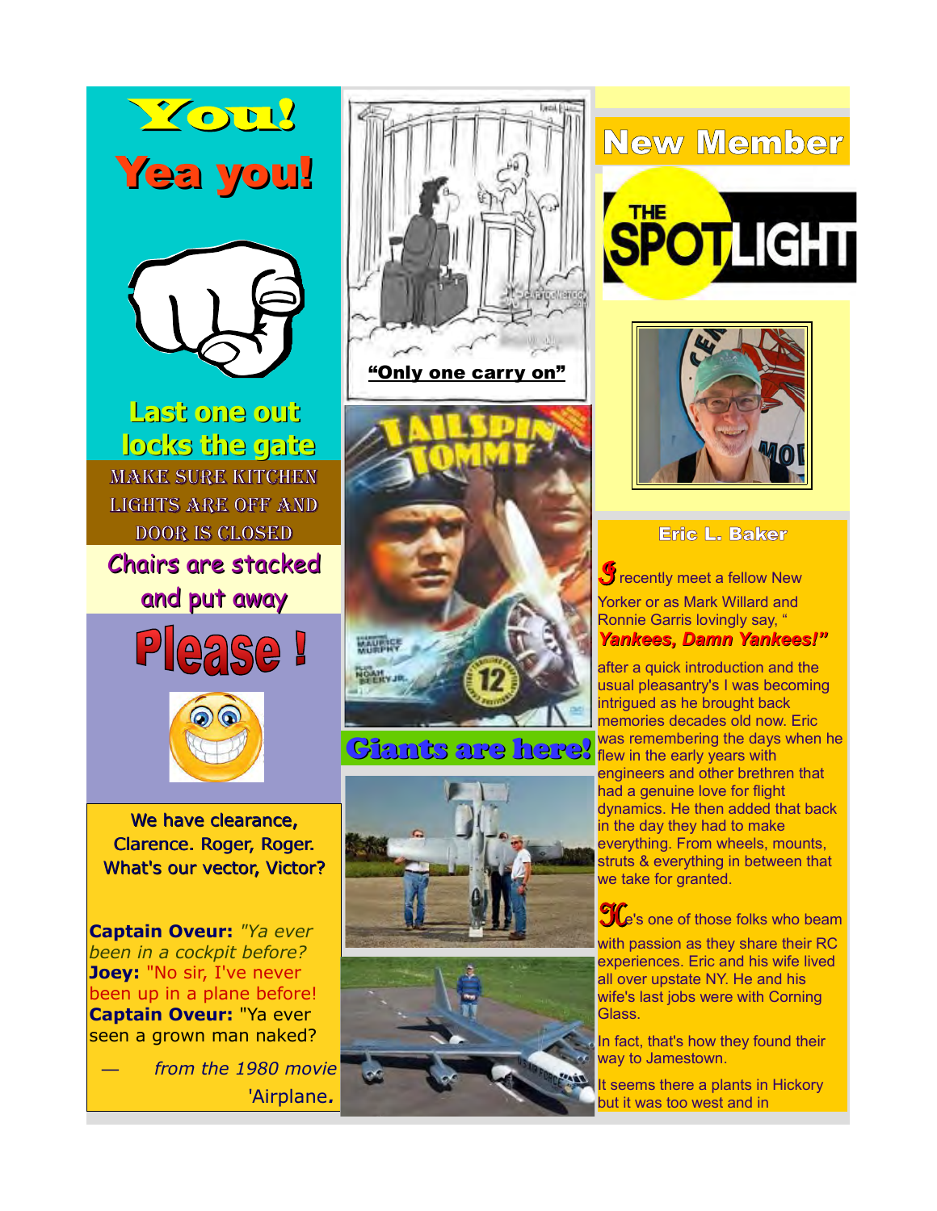# You!

# Yea you!

**Last one out locks the gate**

MAKE SURE KITCHEN LIGHTS ARE OFF AND DOOR IS CLOSED

**Chairs are stacked and put away**

# Please !

We have clearance, Clarence. Roger, Roger. What's our vector, Victor?

**Captain Oveur:** *"Ya ever been in a cockpit before?*
**Joey:** "No sir, I've never been up in a plane before!
**Captain Oveur:** "Ya ever seen a grown man naked?

— *from the 1980 movie* 'Airplane*.*

**"Only one carry on"**

## Giants are here!

## New Member

THE SPOTLIGHT

**Eric L. Baker**

I recently meet a fellow New Yorker or as Mark Willard and Ronnie Garris lovingly say, " ***Yankees, Damn Yankees!"***

after a quick introduction and the usual pleasantry's I was becoming intrigued as he brought back memories decades old now. Eric was remembering the days when he flew in the early years with engineers and other brethren that had a genuine love for flight dynamics. He then added that back in the day they had to make everything. From wheels, mounts, struts & everything in between that we take for granted.

He's one of those folks who beam with passion as they share their RC experiences. Eric and his wife lived all over upstate NY. He and his wife's last jobs were with Corning Glass.

In fact, that's how they found their way to Jamestown.

It seems there a plants in Hickory but it was too west and in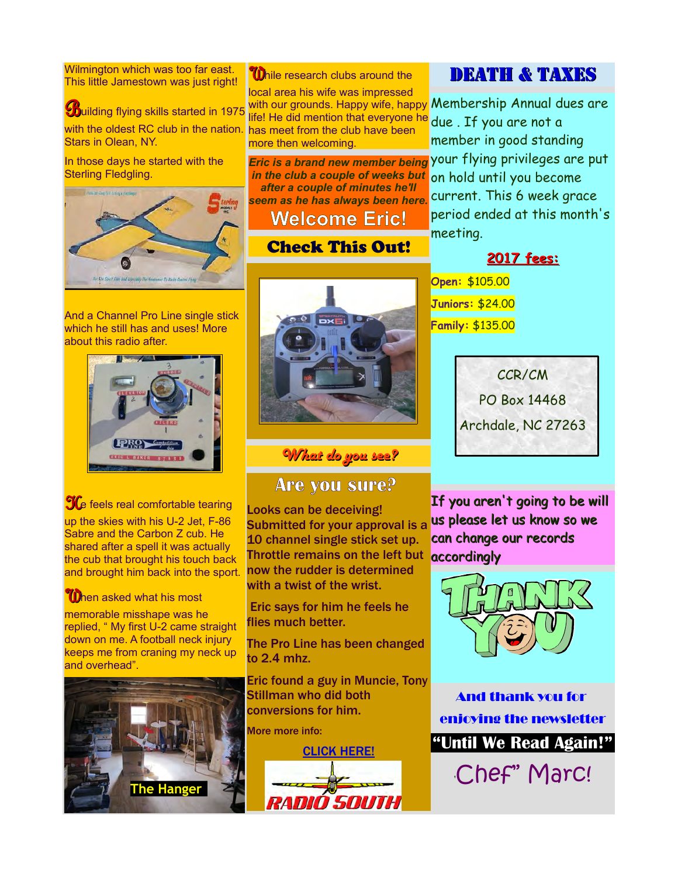Wilmington which was too far east. This little Jamestown was just right!

Building flying skills started in 1975 with the oldest RC club in the nation. Stars in Olean, NY.

In those days he started with the Sterling Fledgling.

And a Channel Pro Line single stick which he still has and uses! More about this radio after.

He feels real comfortable tearing up the skies with his U-2 Jet, F-86 Sabre and the Carbon Z cub. He shared after a spell it was actually the cub that brought his touch back and brought him back into the sport.

When asked what his most memorable misshape was he replied, " My first U-2 came straight down on me. A football neck injury keeps me from craning my neck up and overhead".

The Hanger

While research clubs around the local area his wife was impressed with our grounds. Happy wife, happy life! He did mention that everyone he has meet from the club have been more then welcoming.

***Eric is a brand new member being in the club a couple of weeks but after a couple of minutes he'll seem as he has always been here.***

**Welcome Eric!**

## Check This Out!

*What do you see?*

## Are you sure?

**Looks can be deceiving! Submitted for your approval is a 10 channel single stick set up. Throttle remains on the left but now the rudder is determined with a twist of the wrist.**

**Eric says for him he feels he flies much better.**

**The Pro Line has been changed to 2.4 mhz.**

**Eric found a guy in Muncie, Tony Stillman who did both conversions for him.**

**More more info:**

**CLICK HERE!**

RADIO SOUTH

## DEATH & TAXES

Membership Annual dues are due . If you are not a member in good standing your flying privileges are put on hold until you become current. This 6 week grace period ended at this month's meeting.

**2017 fees:**

**Open:** $105.00

**Juniors:** $24.00

**Family:** $135.00

CCR/CM
PO Box 14468
Archdale, NC 27263

**If you aren't going to be will us please let us know so we can change our records accordingly**

THANK YOU

**And thank you for enjoying the newsletter**

**"Until We Read Again!"**

Chef" Marc!